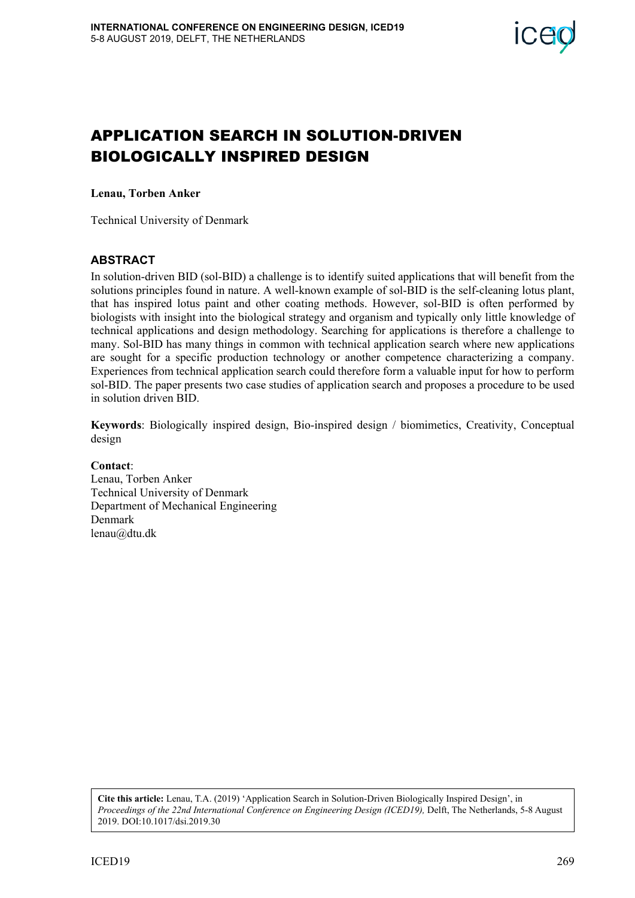# APPLICATION SEARCH IN SOLUTION-DRIVEN BIOLOGICALLY INSPIRED DESIGN

**Lenau, Torben Anker**

Technical University of Denmark

## ABSTRACT

In solution-driven BID (sol-BID) a challenge is to identify suited applications that will benefit from the solutions principles found in nature. A well-known example of sol-BID is the self-cleaning lotus plant, that has inspired lotus paint and other coating methods. However, sol-BID is often performed by biologists with insight into the biological strategy and organism and typically only little knowledge of technical applications and design methodology. Searching for applications is therefore a challenge to many. Sol-BID has many things in common with technical application search where new applications are sought for a specific production technology or another competence characterizing a company. Experiences from technical application search could therefore form a valuable input for how to perform sol-BID. The paper presents two case studies of application search and proposes a procedure to be used in solution driven BID.

**Keywords**: Biologically inspired design, Bio-inspired design / biomimetics, Creativity, Conceptual design

**Contact**:
Lenau, Torben Anker
Technical University of Denmark
Department of Mechanical Engineering
Denmark
lenau@dtu.dk

**Cite this article:** Lenau, T.A. (2019) 'Application Search in Solution-Driven Biologically Inspired Design', in *Proceedings of the 22nd International Conference on Engineering Design (ICED19),* Delft, The Netherlands, 5-8 August 2019. DOI:10.1017/dsi.2019.30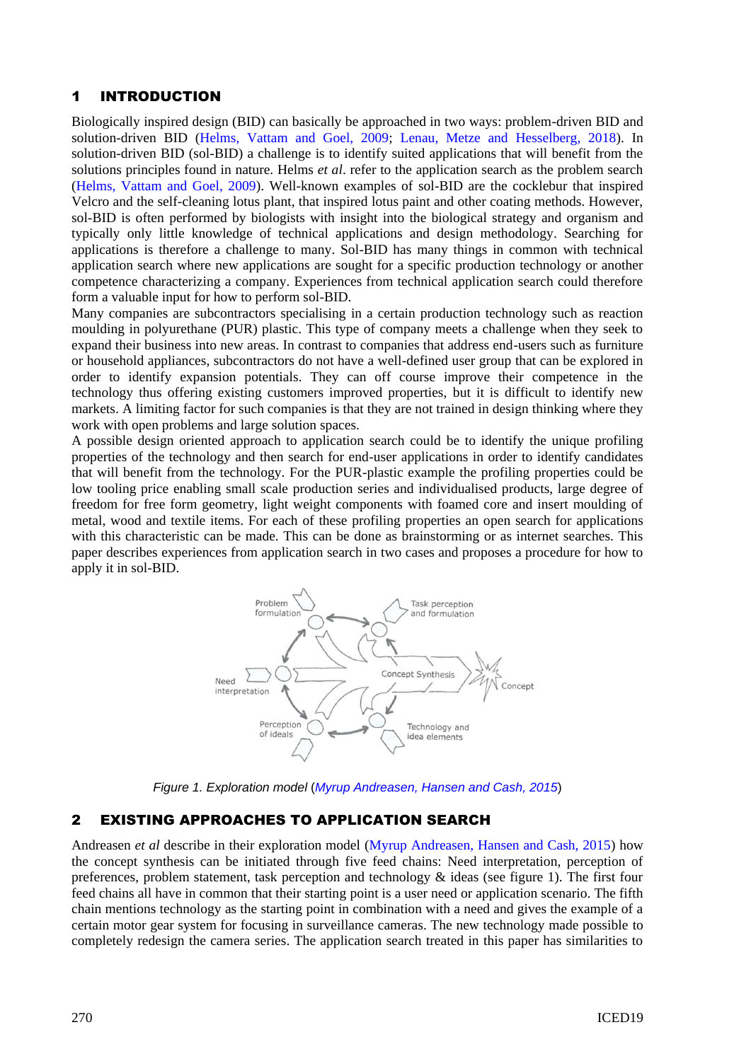# 1 INTRODUCTION

Biologically inspired design (BID) can basically be approached in two ways: problem-driven BID and solution-driven BID (Helms, Vattam and Goel, 2009; Lenau, Metze and Hesselberg, 2018). In solution-driven BID (sol-BID) a challenge is to identify suited applications that will benefit from the solutions principles found in nature. Helms *et al*. refer to the application search as the problem search (Helms, Vattam and Goel, 2009). Well-known examples of sol-BID are the cocklebur that inspired Velcro and the self-cleaning lotus plant, that inspired lotus paint and other coating methods. However, sol-BID is often performed by biologists with insight into the biological strategy and organism and typically only little knowledge of technical applications and design methodology. Searching for applications is therefore a challenge to many. Sol-BID has many things in common with technical application search where new applications are sought for a specific production technology or another competence characterizing a company. Experiences from technical application search could therefore form a valuable input for how to perform sol-BID.

Many companies are subcontractors specialising in a certain production technology such as reaction moulding in polyurethane (PUR) plastic. This type of company meets a challenge when they seek to expand their business into new areas. In contrast to companies that address end-users such as furniture or household appliances, subcontractors do not have a well-defined user group that can be explored in order to identify expansion potentials. They can off course improve their competence in the technology thus offering existing customers improved properties, but it is difficult to identify new markets. A limiting factor for such companies is that they are not trained in design thinking where they work with open problems and large solution spaces.

A possible design oriented approach to application search could be to identify the unique profiling properties of the technology and then search for end-user applications in order to identify candidates that will benefit from the technology. For the PUR-plastic example the profiling properties could be low tooling price enabling small scale production series and individualised products, large degree of freedom for free form geometry, light weight components with foamed core and insert moulding of metal, wood and textile items. For each of these profiling properties an open search for applications with this characteristic can be made. This can be done as brainstorming or as internet searches. This paper describes experiences from application search in two cases and proposes a procedure for how to apply it in sol-BID.

*Figure 1. Exploration model (Myrup Andreasen, Hansen and Cash, 2015)*

# 2 EXISTING APPROACHES TO APPLICATION SEARCH

Andreasen *et al* describe in their exploration model (Myrup Andreasen, Hansen and Cash, 2015) how the concept synthesis can be initiated through five feed chains: Need interpretation, perception of preferences, problem statement, task perception and technology & ideas (see figure 1). The first four feed chains all have in common that their starting point is a user need or application scenario. The fifth chain mentions technology as the starting point in combination with a need and gives the example of a certain motor gear system for focusing in surveillance cameras. The new technology made possible to completely redesign the camera series. The application search treated in this paper has similarities to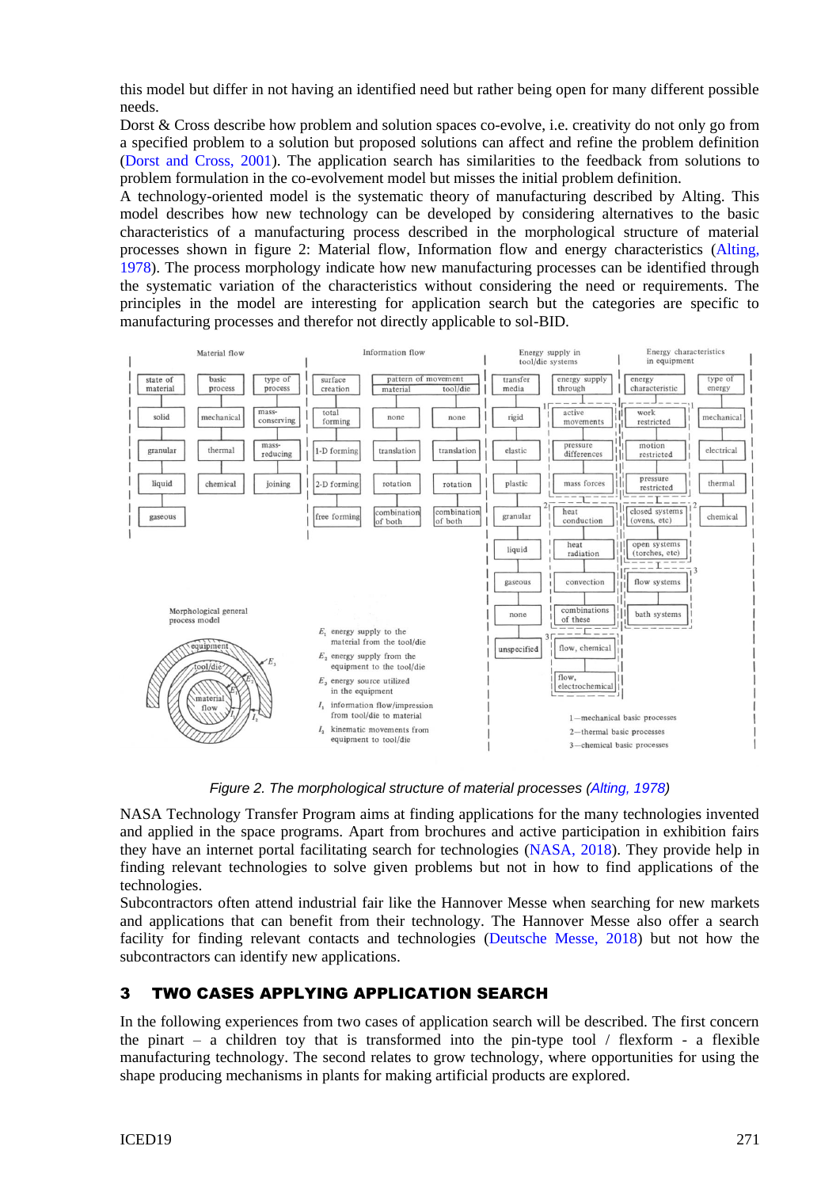this model but differ in not having an identified need but rather being open for many different possible needs.

Dorst & Cross describe how problem and solution spaces co-evolve, i.e. creativity do not only go from a specified problem to a solution but proposed solutions can affect and refine the problem definition (Dorst and Cross, 2001). The application search has similarities to the feedback from solutions to problem formulation in the co-evolvement model but misses the initial problem definition.

A technology-oriented model is the systematic theory of manufacturing described by Alting. This model describes how new technology can be developed by considering alternatives to the basic characteristics of a manufacturing process described in the morphological structure of material processes shown in figure 2: Material flow, Information flow and energy characteristics (Alting, 1978). The process morphology indicate how new manufacturing processes can be identified through the systematic variation of the characteristics without considering the need or requirements. The principles in the model are interesting for application search but the categories are specific to manufacturing processes and therefor not directly applicable to sol-BID.

Figure 2. The morphological structure of material processes (Alting, 1978)

NASA Technology Transfer Program aims at finding applications for the many technologies invented and applied in the space programs. Apart from brochures and active participation in exhibition fairs they have an internet portal facilitating search for technologies (NASA, 2018). They provide help in finding relevant technologies to solve given problems but not in how to find applications of the technologies.

Subcontractors often attend industrial fair like the Hannover Messe when searching for new markets and applications that can benefit from their technology. The Hannover Messe also offer a search facility for finding relevant contacts and technologies (Deutsche Messe, 2018) but not how the subcontractors can identify new applications.

## 3 TWO CASES APPLYING APPLICATION SEARCH

In the following experiences from two cases of application search will be described. The first concern the pinart – a children toy that is transformed into the pin-type tool / flexform - a flexible manufacturing technology. The second relates to grow technology, where opportunities for using the shape producing mechanisms in plants for making artificial products are explored.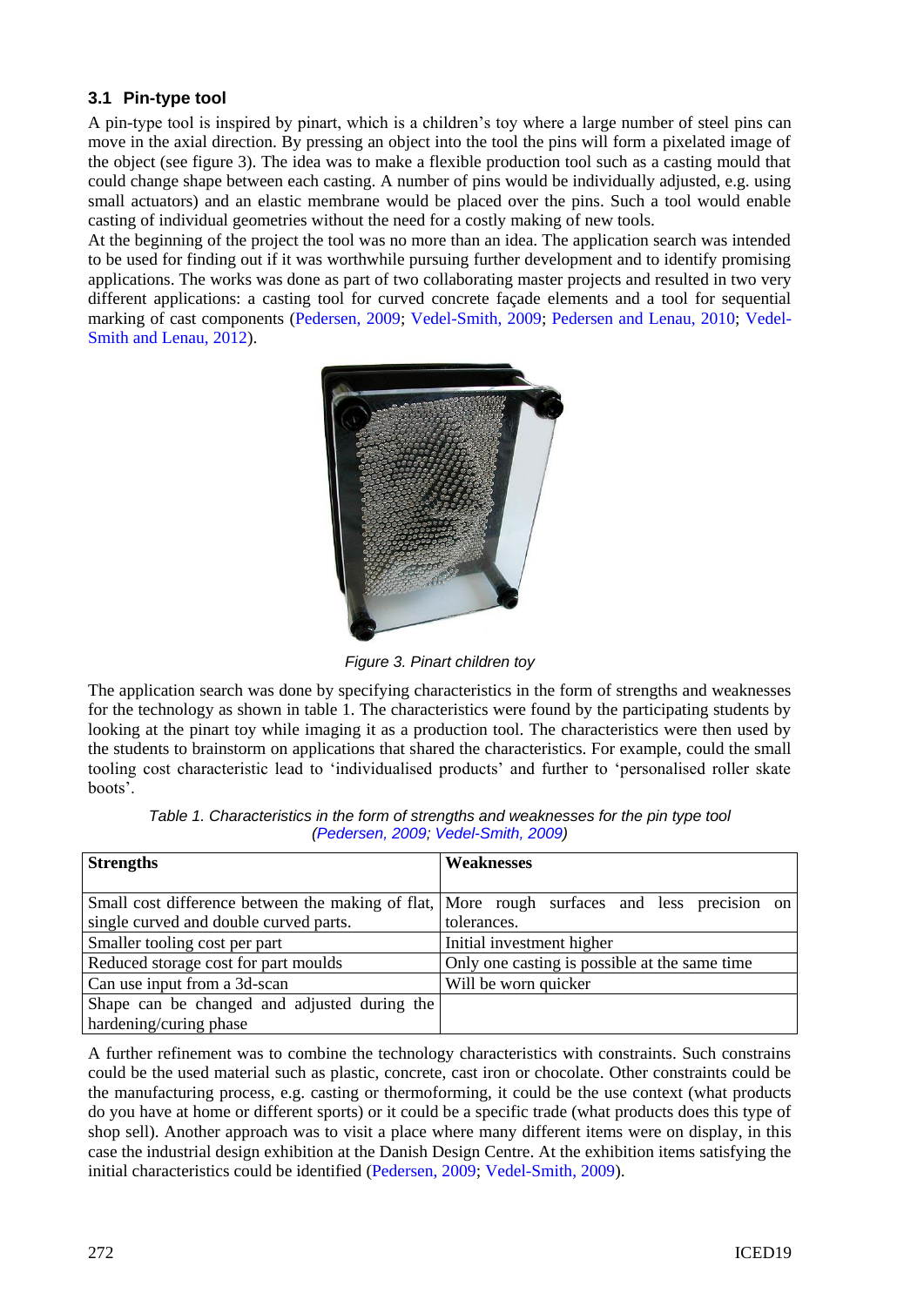### 3.1 Pin-type tool

A pin-type tool is inspired by pinart, which is a children's toy where a large number of steel pins can move in the axial direction. By pressing an object into the tool the pins will form a pixelated image of the object (see figure 3). The idea was to make a flexible production tool such as a casting mould that could change shape between each casting. A number of pins would be individually adjusted, e.g. using small actuators) and an elastic membrane would be placed over the pins. Such a tool would enable casting of individual geometries without the need for a costly making of new tools.
At the beginning of the project the tool was no more than an idea. The application search was intended to be used for finding out if it was worthwhile pursuing further development and to identify promising applications. The works was done as part of two collaborating master projects and resulted in two very different applications: a casting tool for curved concrete façade elements and a tool for sequential marking of cast components (Pedersen, 2009; Vedel-Smith, 2009; Pedersen and Lenau, 2010; Vedel-Smith and Lenau, 2012).

*Figure 3. Pinart children toy*

The application search was done by specifying characteristics in the form of strengths and weaknesses for the technology as shown in table 1. The characteristics were found by the participating students by looking at the pinart toy while imaging it as a production tool. The characteristics were then used by the students to brainstorm on applications that shared the characteristics. For example, could the small tooling cost characteristic lead to 'individualised products' and further to 'personalised roller skate boots'.

*Table 1. Characteristics in the form of strengths and weaknesses for the pin type tool (Pedersen, 2009; Vedel-Smith, 2009)*

| **Strengths** | **Weaknesses** |
|---|---|
| Small cost difference between the making of flat, single curved and double curved parts. | More rough surfaces and less precision on tolerances. |
| Smaller tooling cost per part | Initial investment higher |
| Reduced storage cost for part moulds | Only one casting is possible at the same time |
| Can use input from a 3d-scan | Will be worn quicker |
| Shape can be changed and adjusted during the hardening/curing phase | |

A further refinement was to combine the technology characteristics with constraints. Such constrains could be the used material such as plastic, concrete, cast iron or chocolate. Other constraints could be the manufacturing process, e.g. casting or thermoforming, it could be the use context (what products do you have at home or different sports) or it could be a specific trade (what products does this type of shop sell). Another approach was to visit a place where many different items were on display, in this case the industrial design exhibition at the Danish Design Centre. At the exhibition items satisfying the initial characteristics could be identified (Pedersen, 2009; Vedel-Smith, 2009).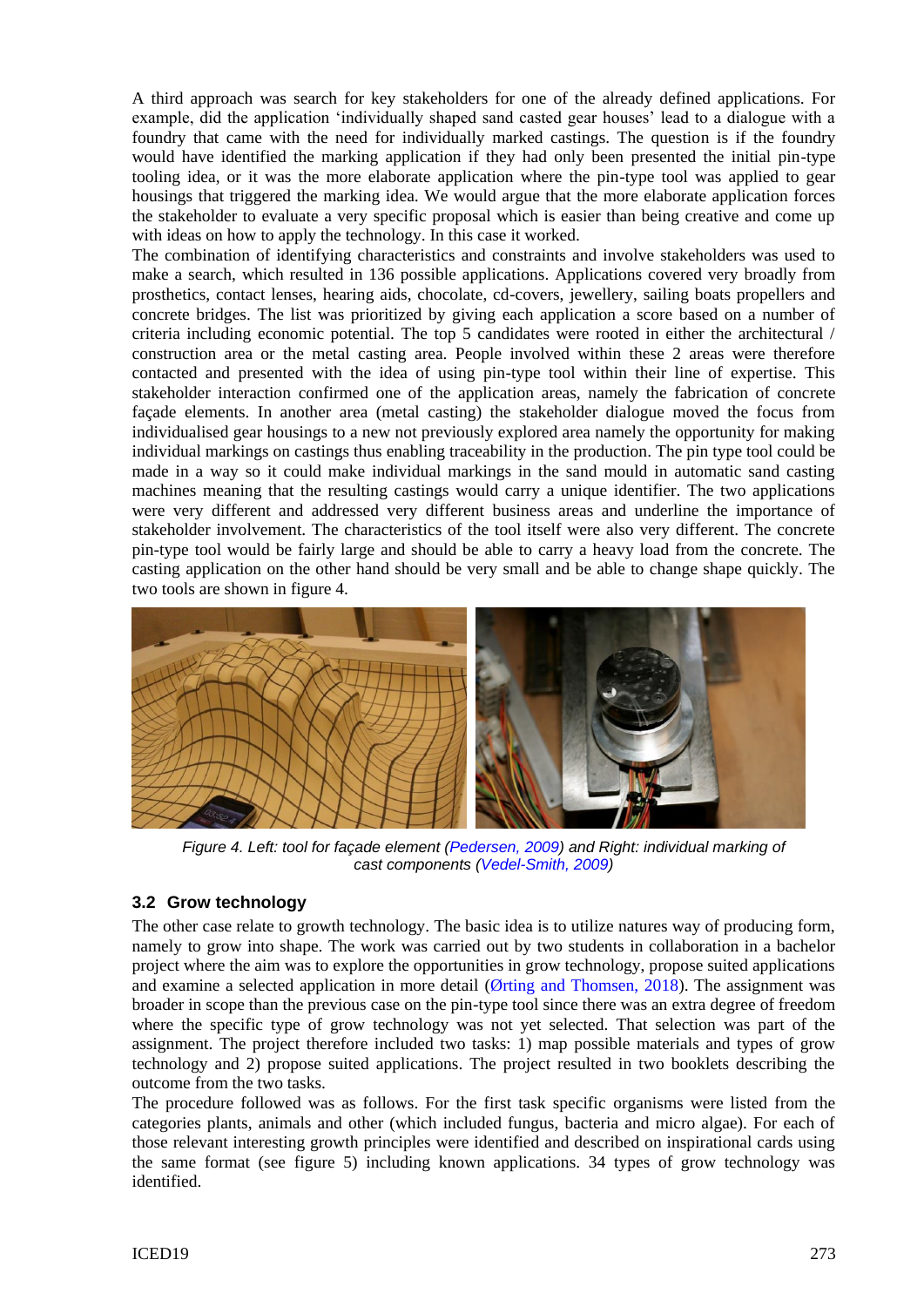A third approach was search for key stakeholders for one of the already defined applications. For example, did the application 'individually shaped sand casted gear houses' lead to a dialogue with a foundry that came with the need for individually marked castings. The question is if the foundry would have identified the marking application if they had only been presented the initial pin-type tooling idea, or it was the more elaborate application where the pin-type tool was applied to gear housings that triggered the marking idea. We would argue that the more elaborate application forces the stakeholder to evaluate a very specific proposal which is easier than being creative and come up with ideas on how to apply the technology. In this case it worked.

The combination of identifying characteristics and constraints and involve stakeholders was used to make a search, which resulted in 136 possible applications. Applications covered very broadly from prosthetics, contact lenses, hearing aids, chocolate, cd-covers, jewellery, sailing boats propellers and concrete bridges. The list was prioritized by giving each application a score based on a number of criteria including economic potential. The top 5 candidates were rooted in either the architectural / construction area or the metal casting area. People involved within these 2 areas were therefore contacted and presented with the idea of using pin-type tool within their line of expertise. This stakeholder interaction confirmed one of the application areas, namely the fabrication of concrete façade elements. In another area (metal casting) the stakeholder dialogue moved the focus from individualised gear housings to a new not previously explored area namely the opportunity for making individual markings on castings thus enabling traceability in the production. The pin type tool could be made in a way so it could make individual markings in the sand mould in automatic sand casting machines meaning that the resulting castings would carry a unique identifier. The two applications were very different and addressed very different business areas and underline the importance of stakeholder involvement. The characteristics of the tool itself were also very different. The concrete pin-type tool would be fairly large and should be able to carry a heavy load from the concrete. The casting application on the other hand should be very small and be able to change shape quickly. The two tools are shown in figure 4.

*Figure 4. Left: tool for façade element (Pedersen, 2009) and Right: individual marking of cast components (Vedel-Smith, 2009)*

### 3.2 Grow technology

The other case relate to growth technology. The basic idea is to utilize natures way of producing form, namely to grow into shape. The work was carried out by two students in collaboration in a bachelor project where the aim was to explore the opportunities in grow technology, propose suited applications and examine a selected application in more detail (Ørting and Thomsen, 2018). The assignment was broader in scope than the previous case on the pin-type tool since there was an extra degree of freedom where the specific type of grow technology was not yet selected. That selection was part of the assignment. The project therefore included two tasks: 1) map possible materials and types of grow technology and 2) propose suited applications. The project resulted in two booklets describing the outcome from the two tasks.

The procedure followed was as follows. For the first task specific organisms were listed from the categories plants, animals and other (which included fungus, bacteria and micro algae). For each of those relevant interesting growth principles were identified and described on inspirational cards using the same format (see figure 5) including known applications. 34 types of grow technology was identified.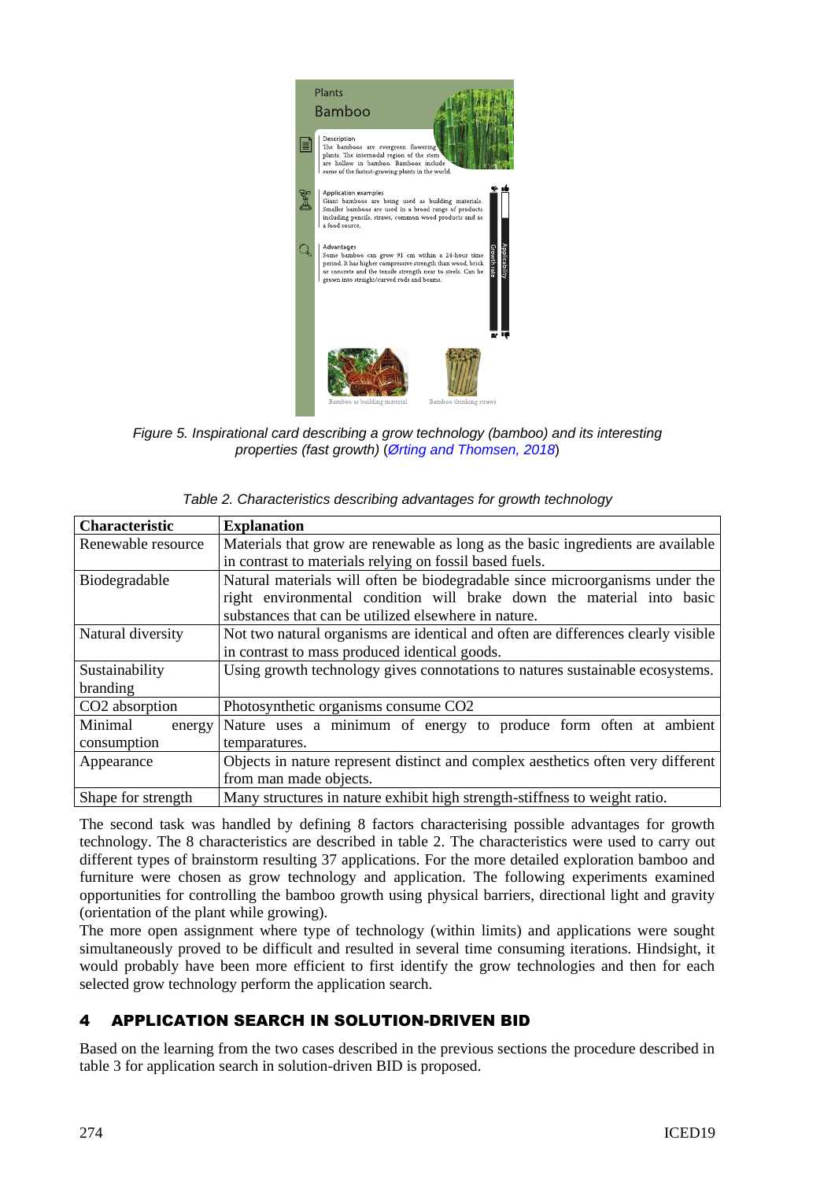*Figure 5. Inspirational card describing a grow technology (bamboo) and its interesting properties (fast growth) (Ørting and Thomsen, 2018)*

*Table 2. Characteristics describing advantages for growth technology*

| Characteristic | Explanation |
|---|---|
| Renewable resource | Materials that grow are renewable as long as the basic ingredients are available in contrast to materials relying on fossil based fuels. |
| Biodegradable | Natural materials will often be biodegradable since microorganisms under the right environmental condition will brake down the material into basic substances that can be utilized elsewhere in nature. |
| Natural diversity | Not two natural organisms are identical and often are differences clearly visible in contrast to mass produced identical goods. |
| Sustainability branding | Using growth technology gives connotations to natures sustainable ecosystems. |
| CO2 absorption | Photosynthetic organisms consume CO2 |
| Minimal energy consumption | Nature uses a minimum of energy to produce form often at ambient temparatures. |
| Appearance | Objects in nature represent distinct and complex aesthetics often very different from man made objects. |
| Shape for strength | Many structures in nature exhibit high strength-stiffness to weight ratio. |

The second task was handled by defining 8 factors characterising possible advantages for growth technology. The 8 characteristics are described in table 2. The characteristics were used to carry out different types of brainstorm resulting 37 applications. For the more detailed exploration bamboo and furniture were chosen as grow technology and application. The following experiments examined opportunities for controlling the bamboo growth using physical barriers, directional light and gravity (orientation of the plant while growing).

The more open assignment where type of technology (within limits) and applications were sought simultaneously proved to be difficult and resulted in several time consuming iterations. Hindsight, it would probably have been more efficient to first identify the grow technologies and then for each selected grow technology perform the application search.

## 4 APPLICATION SEARCH IN SOLUTION-DRIVEN BID

Based on the learning from the two cases described in the previous sections the procedure described in table 3 for application search in solution-driven BID is proposed.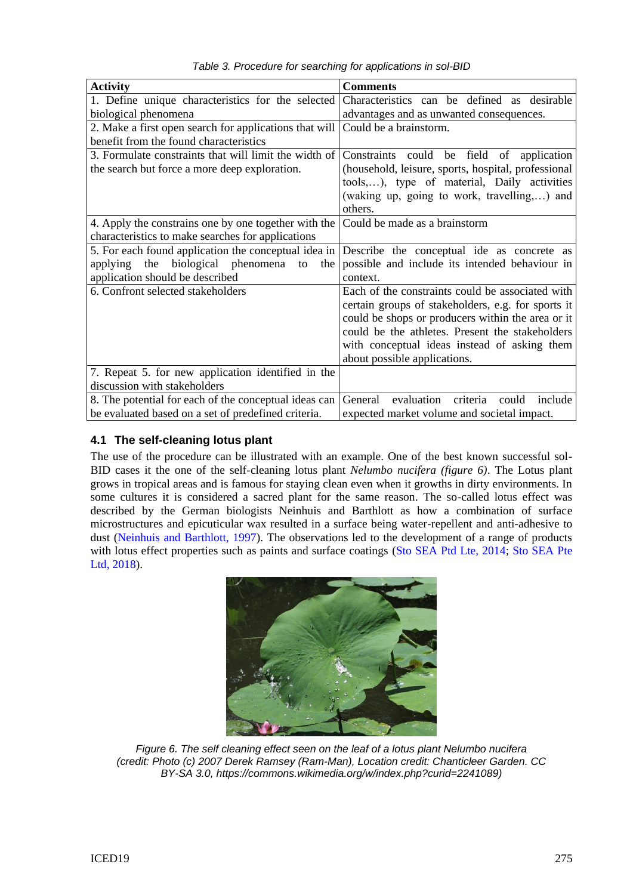*Table 3. Procedure for searching for applications in sol-BID*

| Activity | Comments |
|---|---|
| 1. Define unique characteristics for the selected biological phenomena | Characteristics can be defined as desirable advantages and as unwanted consequences. |
| 2. Make a first open search for applications that will benefit from the found characteristics | Could be a brainstorm. |
| 3. Formulate constraints that will limit the width of the search but force a more deep exploration. | Constraints could be field of application (household, leisure, sports, hospital, professional tools,…), type of material, Daily activities (waking up, going to work, travelling,…) and others. |
| 4. Apply the constrains one by one together with the characteristics to make searches for applications | Could be made as a brainstorm |
| 5. For each found application the conceptual idea in applying the biological phenomena to the application should be described | Describe the conceptual ide as concrete as possible and include its intended behaviour in context. |
| 6. Confront selected stakeholders | Each of the constraints could be associated with certain groups of stakeholders, e.g. for sports it could be shops or producers within the area or it could be the athletes. Present the stakeholders with conceptual ideas instead of asking them about possible applications. |
| 7. Repeat 5. for new application identified in the discussion with stakeholders | |
| 8. The potential for each of the conceptual ideas can be evaluated based on a set of predefined criteria. | General evaluation criteria could include expected market volume and societal impact. |

### 4.1 The self-cleaning lotus plant

The use of the procedure can be illustrated with an example. One of the best known successful sol-BID cases it the one of the self-cleaning lotus plant *Nelumbo nucifera (figure 6)*. The Lotus plant grows in tropical areas and is famous for staying clean even when it growths in dirty environments. In some cultures it is considered a sacred plant for the same reason. The so-called lotus effect was described by the German biologists Neinhuis and Barthlott as how a combination of surface microstructures and epicuticular wax resulted in a surface being water-repellent and anti-adhesive to dust (Neinhuis and Barthlott, 1997). The observations led to the development of a range of products with lotus effect properties such as paints and surface coatings (Sto SEA Ptd Lte, 2014; Sto SEA Pte Ltd, 2018).

*Figure 6. The self cleaning effect seen on the leaf of a lotus plant Nelumbo nucifera (credit: Photo (c) 2007 Derek Ramsey (Ram-Man), Location credit: Chanticleer Garden. CC BY-SA 3.0, https://commons.wikimedia.org/w/index.php?curid=2241089)*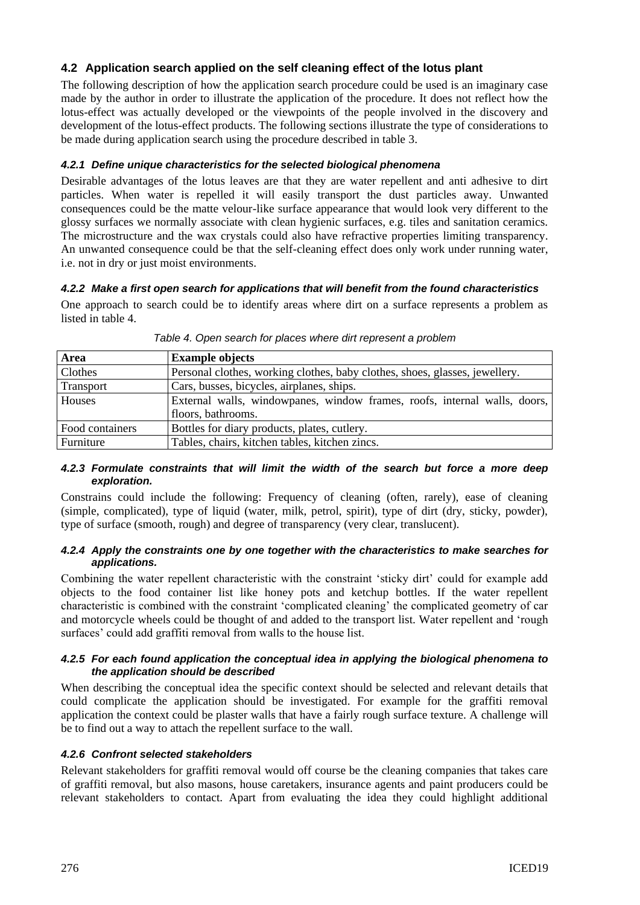### 4.2 Application search applied on the self cleaning effect of the lotus plant

The following description of how the application search procedure could be used is an imaginary case made by the author in order to illustrate the application of the procedure. It does not reflect how the lotus-effect was actually developed or the viewpoints of the people involved in the discovery and development of the lotus-effect products. The following sections illustrate the type of considerations to be made during application search using the procedure described in table 3.

#### *4.2.1 Define unique characteristics for the selected biological phenomena*

Desirable advantages of the lotus leaves are that they are water repellent and anti adhesive to dirt particles. When water is repelled it will easily transport the dust particles away. Unwanted consequences could be the matte velour-like surface appearance that would look very different to the glossy surfaces we normally associate with clean hygienic surfaces, e.g. tiles and sanitation ceramics. The microstructure and the wax crystals could also have refractive properties limiting transparency. An unwanted consequence could be that the self-cleaning effect does only work under running water, i.e. not in dry or just moist environments.

#### *4.2.2 Make a first open search for applications that will benefit from the found characteristics*

One approach to search could be to identify areas where dirt on a surface represents a problem as listed in table 4.

*Table 4. Open search for places where dirt represent a problem*

| Area | Example objects |
|---|---|
| Clothes | Personal clothes, working clothes, baby clothes, shoes, glasses, jewellery. |
| Transport | Cars, busses, bicycles, airplanes, ships. |
| Houses | External walls, windowpanes, window frames, roofs, internal walls, doors, floors, bathrooms. |
| Food containers | Bottles for diary products, plates, cutlery. |
| Furniture | Tables, chairs, kitchen tables, kitchen zincs. |

#### *4.2.3 Formulate constraints that will limit the width of the search but force a more deep exploration.*

Constrains could include the following: Frequency of cleaning (often, rarely), ease of cleaning (simple, complicated), type of liquid (water, milk, petrol, spirit), type of dirt (dry, sticky, powder), type of surface (smooth, rough) and degree of transparency (very clear, translucent).

#### *4.2.4 Apply the constraints one by one together with the characteristics to make searches for applications.*

Combining the water repellent characteristic with the constraint 'sticky dirt' could for example add objects to the food container list like honey pots and ketchup bottles. If the water repellent characteristic is combined with the constraint 'complicated cleaning' the complicated geometry of car and motorcycle wheels could be thought of and added to the transport list. Water repellent and 'rough surfaces' could add graffiti removal from walls to the house list.

#### *4.2.5 For each found application the conceptual idea in applying the biological phenomena to the application should be described*

When describing the conceptual idea the specific context should be selected and relevant details that could complicate the application should be investigated. For example for the graffiti removal application the context could be plaster walls that have a fairly rough surface texture. A challenge will be to find out a way to attach the repellent surface to the wall.

#### *4.2.6 Confront selected stakeholders*

Relevant stakeholders for graffiti removal would off course be the cleaning companies that takes care of graffiti removal, but also masons, house caretakers, insurance agents and paint producers could be relevant stakeholders to contact. Apart from evaluating the idea they could highlight additional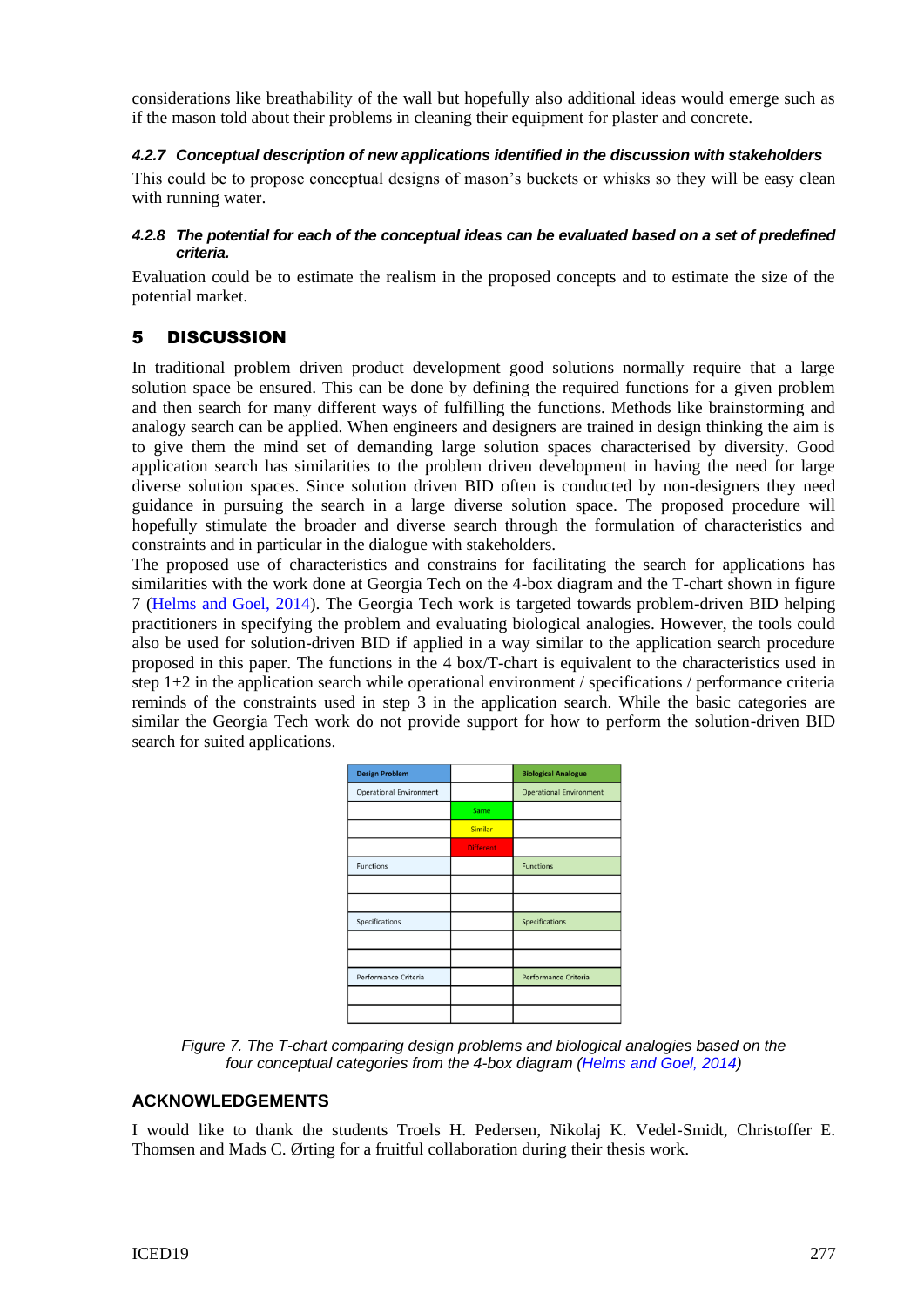considerations like breathability of the wall but hopefully also additional ideas would emerge such as if the mason told about their problems in cleaning their equipment for plaster and concrete.

#### *4.2.7 Conceptual description of new applications identified in the discussion with stakeholders*

This could be to propose conceptual designs of mason's buckets or whisks so they will be easy clean with running water.

#### *4.2.8 The potential for each of the conceptual ideas can be evaluated based on a set of predefined criteria.*

Evaluation could be to estimate the realism in the proposed concepts and to estimate the size of the potential market.

## 5 DISCUSSION

In traditional problem driven product development good solutions normally require that a large solution space be ensured. This can be done by defining the required functions for a given problem and then search for many different ways of fulfilling the functions. Methods like brainstorming and analogy search can be applied. When engineers and designers are trained in design thinking the aim is to give them the mind set of demanding large solution spaces characterised by diversity. Good application search has similarities to the problem driven development in having the need for large diverse solution spaces. Since solution driven BID often is conducted by non-designers they need guidance in pursuing the search in a large diverse solution space. The proposed procedure will hopefully stimulate the broader and diverse search through the formulation of characteristics and constraints and in particular in the dialogue with stakeholders.

The proposed use of characteristics and constrains for facilitating the search for applications has similarities with the work done at Georgia Tech on the 4-box diagram and the T-chart shown in figure 7 (Helms and Goel, 2014). The Georgia Tech work is targeted towards problem-driven BID helping practitioners in specifying the problem and evaluating biological analogies. However, the tools could also be used for solution-driven BID if applied in a way similar to the application search procedure proposed in this paper. The functions in the 4 box/T-chart is equivalent to the characteristics used in step 1+2 in the application search while operational environment / specifications / performance criteria reminds of the constraints used in step 3 in the application search. While the basic categories are similar the Georgia Tech work do not provide support for how to perform the solution-driven BID search for suited applications.

| Design Problem | | Biological Analogue |
|---|---|---|
| Operational Environment | | Operational Environment |
| | Same | |
| | Similar | |
| | Different | |
| Functions | | Functions |
| | | |
| | | |
| Specifications | | Specifications |
| | | |
| | | |
| Performance Criteria | | Performance Criteria |
| | | |
| | | |

*Figure 7. The T-chart comparing design problems and biological analogies based on the four conceptual categories from the 4-box diagram (Helms and Goel, 2014)*

## ACKNOWLEDGEMENTS

I would like to thank the students Troels H. Pedersen, Nikolaj K. Vedel-Smidt, Christoffer E. Thomsen and Mads C. Ørting for a fruitful collaboration during their thesis work.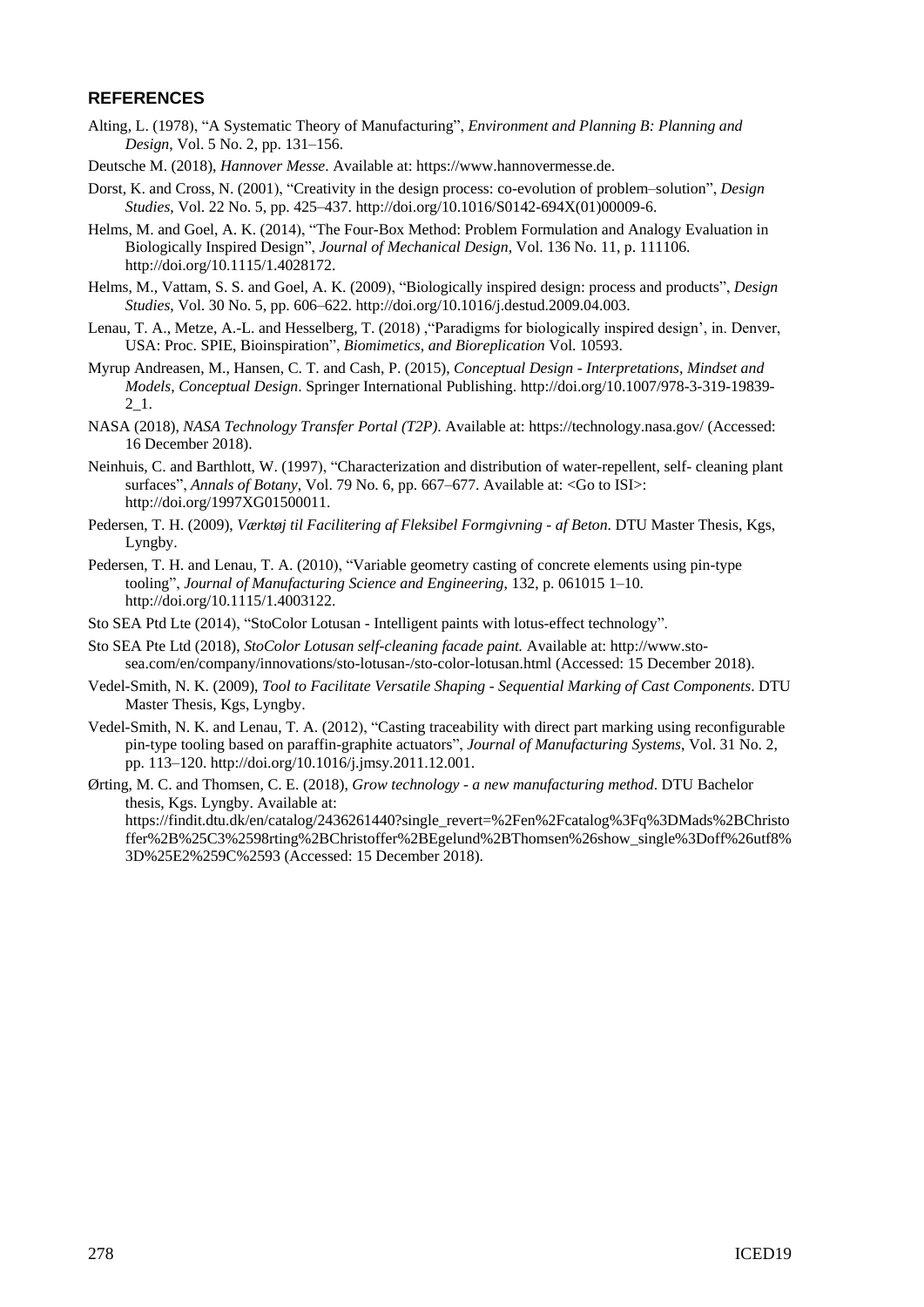## REFERENCES

Alting, L. (1978), "A Systematic Theory of Manufacturing", *Environment and Planning B: Planning and Design*, Vol. 5 No. 2, pp. 131–156.

Deutsche M. (2018), *Hannover Messe*. Available at: https://www.hannovermesse.de.

Dorst, K. and Cross, N. (2001), "Creativity in the design process: co-evolution of problem–solution", *Design Studies*, Vol. 22 No. 5, pp. 425–437. http://doi.org/10.1016/S0142-694X(01)00009-6.

Helms, M. and Goel, A. K. (2014), "The Four-Box Method: Problem Formulation and Analogy Evaluation in Biologically Inspired Design", *Journal of Mechanical Design*, Vol. 136 No. 11, p. 111106. http://doi.org/10.1115/1.4028172.

Helms, M., Vattam, S. S. and Goel, A. K. (2009), "Biologically inspired design: process and products", *Design Studies*, Vol. 30 No. 5, pp. 606–622. http://doi.org/10.1016/j.destud.2009.04.003.

Lenau, T. A., Metze, A.-L. and Hesselberg, T. (2018) ,"Paradigms for biologically inspired design', in. Denver, USA: Proc. SPIE, Bioinspiration", *Biomimetics, and Bioreplication* Vol. 10593.

Myrup Andreasen, M., Hansen, C. T. and Cash, P. (2015), *Conceptual Design - Interpretations, Mindset and Models, Conceptual Design*. Springer International Publishing. http://doi.org/10.1007/978-3-319-19839-2_1.

NASA (2018), *NASA Technology Transfer Portal (T2P)*. Available at: https://technology.nasa.gov/ (Accessed: 16 December 2018).

Neinhuis, C. and Barthlott, W. (1997), "Characterization and distribution of water-repellent, self- cleaning plant surfaces", *Annals of Botany*, Vol. 79 No. 6, pp. 667–677. Available at: <Go to ISI>: http://doi.org/1997XG01500011.

Pedersen, T. H. (2009), *Værktøj til Facilitering af Fleksibel Formgivning - af Beton*. DTU Master Thesis, Kgs, Lyngby.

Pedersen, T. H. and Lenau, T. A. (2010), "Variable geometry casting of concrete elements using pin-type tooling", *Journal of Manufacturing Science and Engineering*, 132, p. 061015 1–10. http://doi.org/10.1115/1.4003122.

Sto SEA Ptd Lte (2014), "StoColor Lotusan - Intelligent paints with lotus-effect technology".

Sto SEA Pte Ltd (2018), *StoColor Lotusan self-cleaning facade paint.* Available at: http://www.sto-sea.com/en/company/innovations/sto-lotusan-/sto-color-lotusan.html (Accessed: 15 December 2018).

Vedel-Smith, N. K. (2009), *Tool to Facilitate Versatile Shaping - Sequential Marking of Cast Components*. DTU Master Thesis, Kgs, Lyngby.

Vedel-Smith, N. K. and Lenau, T. A. (2012), "Casting traceability with direct part marking using reconfigurable pin-type tooling based on paraffin-graphite actuators", *Journal of Manufacturing Systems*, Vol. 31 No. 2, pp. 113–120. http://doi.org/10.1016/j.jmsy.2011.12.001.

Ørting, M. C. and Thomsen, C. E. (2018), *Grow technology - a new manufacturing method*. DTU Bachelor thesis, Kgs. Lyngby. Available at: https://findit.dtu.dk/en/catalog/2436261440?single_revert=%2Fen%2Fcatalog%3Fq%3DMads%2BChristoffer%2B%25C3%2598rting%2BChristoffer%2BEgelund%2BThomsen%26show_single%3Doff%26utf8%3D%25E2%259C%2593 (Accessed: 15 December 2018).